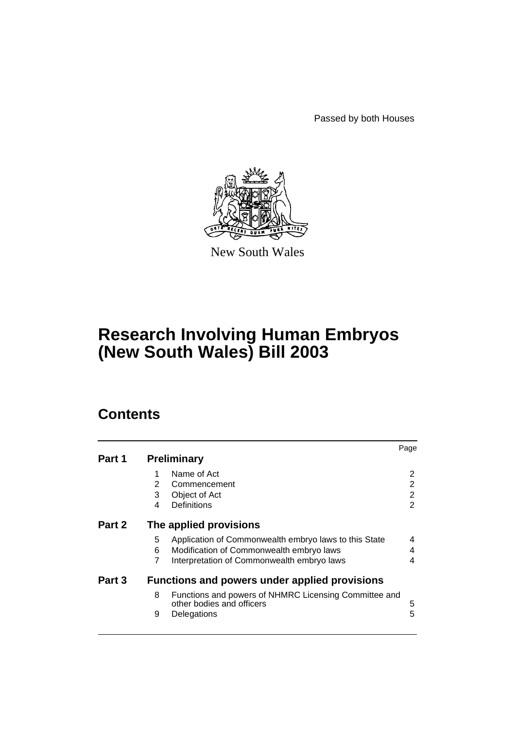Passed by both Houses

New South Wales

# Research Involving Human Embryos (New South Wales) Bill 2003

## Contents

| | | | Page |
|---|---|---|---|
| **Part 1** | **Preliminary** | | |
| | 1 | Name of Act | 2 |
| | 2 | Commencement | 2 |
| | 3 | Object of Act | 2 |
| | 4 | Definitions | 2 |
| **Part 2** | **The applied provisions** | | |
| | 5 | Application of Commonwealth embryo laws to this State | 4 |
| | 6 | Modification of Commonwealth embryo laws | 4 |
| | 7 | Interpretation of Commonwealth embryo laws | 4 |
| **Part 3** | **Functions and powers under applied provisions** | | |
| | 8 | Functions and powers of NHMRC Licensing Committee and other bodies and officers | 5 |
| | 9 | Delegations | 5 |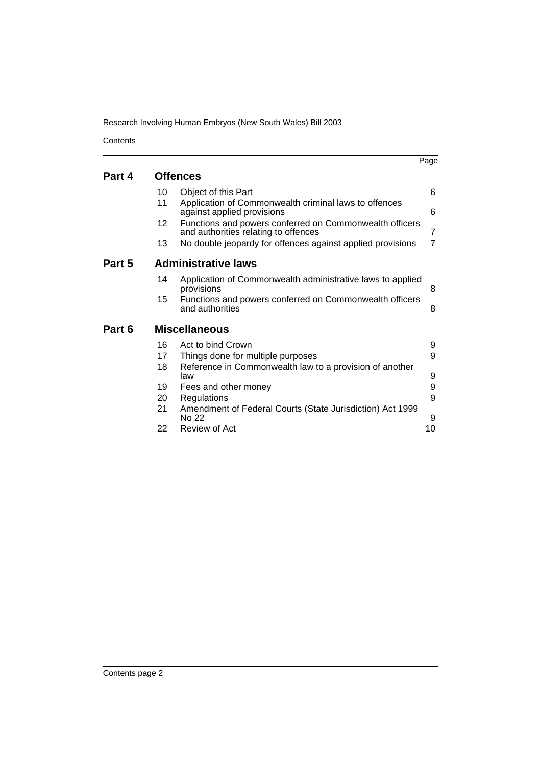Contents

| | | | Page |
|---|---|---|---|
| **Part 4** | **Offences** | | |
| | 10 | Object of this Part | 6 |
| | 11 | Application of Commonwealth criminal laws to offences against applied provisions | 6 |
| | 12 | Functions and powers conferred on Commonwealth officers and authorities relating to offences | 7 |
| | 13 | No double jeopardy for offences against applied provisions | 7 |
| **Part 5** | **Administrative laws** | | |
| | 14 | Application of Commonwealth administrative laws to applied provisions | 8 |
| | 15 | Functions and powers conferred on Commonwealth officers and authorities | 8 |
| **Part 6** | **Miscellaneous** | | |
| | 16 | Act to bind Crown | 9 |
| | 17 | Things done for multiple purposes | 9 |
| | 18 | Reference in Commonwealth law to a provision of another law | 9 |
| | 19 | Fees and other money | 9 |
| | 20 | Regulations | 9 |
| | 21 | Amendment of Federal Courts (State Jurisdiction) Act 1999 No 22 | 9 |
| | 22 | Review of Act | 10 |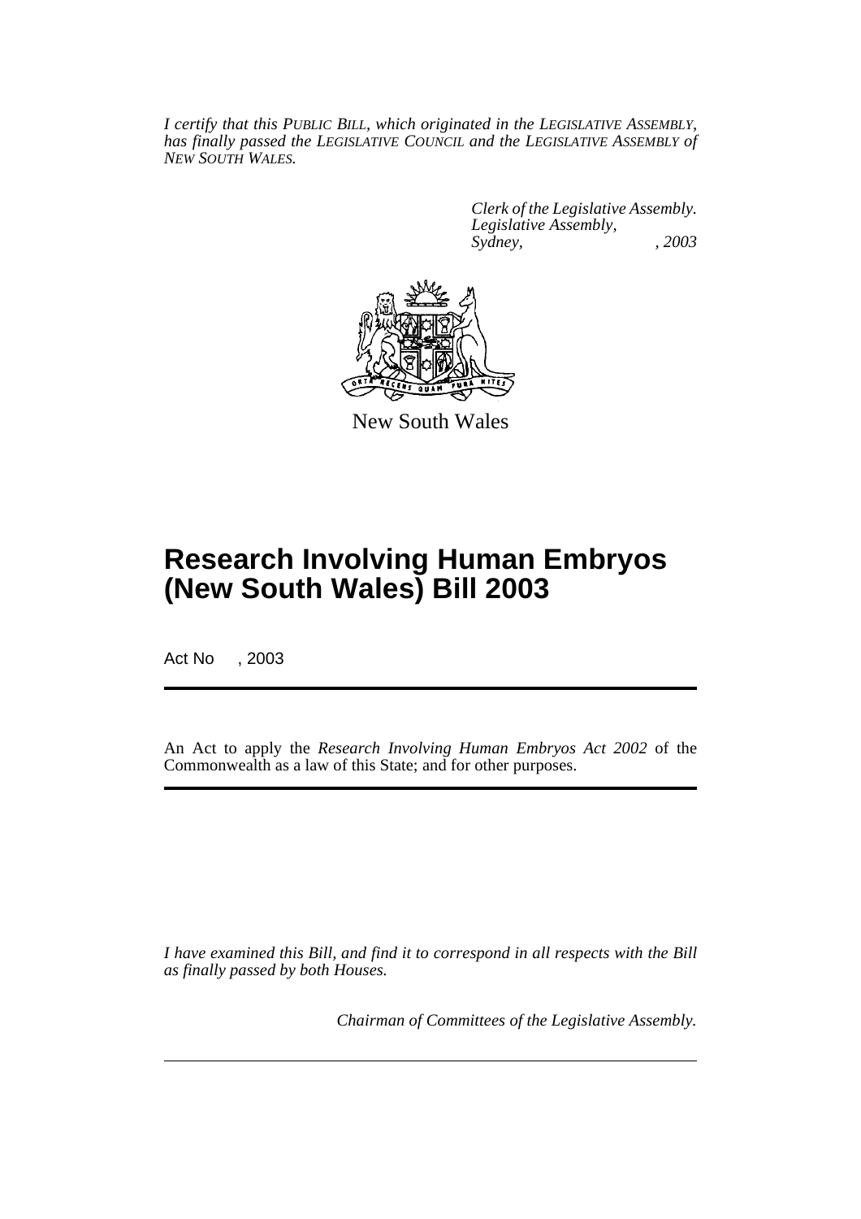*I certify that this PUBLIC BILL, which originated in the LEGISLATIVE ASSEMBLY, has finally passed the LEGISLATIVE COUNCIL and the LEGISLATIVE ASSEMBLY of NEW SOUTH WALES.*

*Clerk of the Legislative Assembly.*
*Legislative Assembly,*
*Sydney, , 2003*

New South Wales

# Research Involving Human Embryos (New South Wales) Bill 2003

Act No , 2003

An Act to apply the *Research Involving Human Embryos Act 2002* of the Commonwealth as a law of this State; and for other purposes.

*I have examined this Bill, and find it to correspond in all respects with the Bill as finally passed by both Houses.*

*Chairman of Committees of the Legislative Assembly.*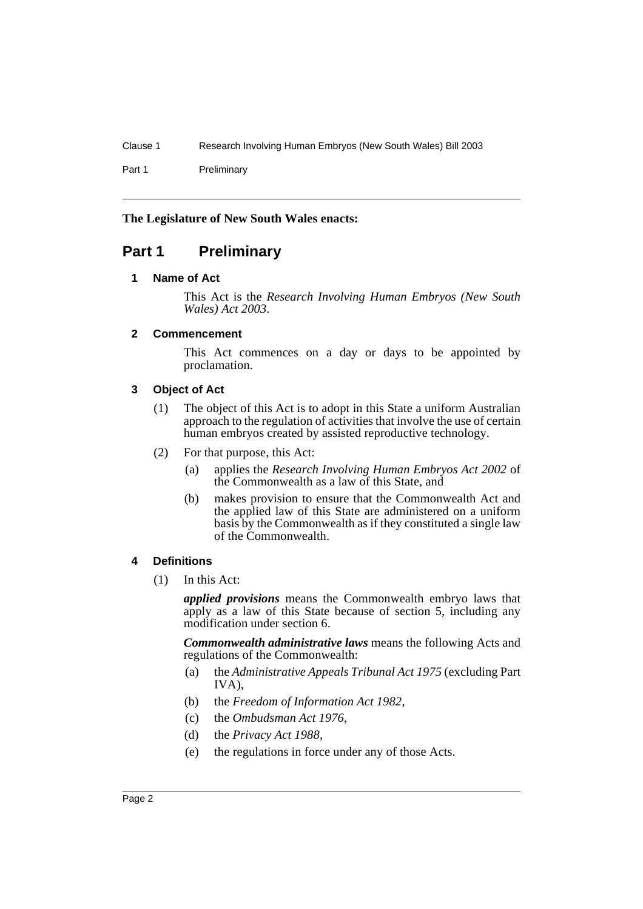**The Legislature of New South Wales enacts:**

# Part 1 Preliminary

## 1 Name of Act

This Act is the *Research Involving Human Embryos (New South Wales) Act 2003*.

## 2 Commencement

This Act commences on a day or days to be appointed by proclamation.

## 3 Object of Act

(1) The object of this Act is to adopt in this State a uniform Australian approach to the regulation of activities that involve the use of certain human embryos created by assisted reproductive technology.

(2) For that purpose, this Act:

- (a) applies the *Research Involving Human Embryos Act 2002* of the Commonwealth as a law of this State, and
- (b) makes provision to ensure that the Commonwealth Act and the applied law of this State are administered on a uniform basis by the Commonwealth as if they constituted a single law of the Commonwealth.

## 4 Definitions

(1) In this Act:

***applied provisions*** means the Commonwealth embryo laws that apply as a law of this State because of section 5, including any modification under section 6.

***Commonwealth administrative laws*** means the following Acts and regulations of the Commonwealth:

- (a) the *Administrative Appeals Tribunal Act 1975* (excluding Part IVA),
- (b) the *Freedom of Information Act 1982*,
- (c) the *Ombudsman Act 1976*,
- (d) the *Privacy Act 1988*,
- (e) the regulations in force under any of those Acts.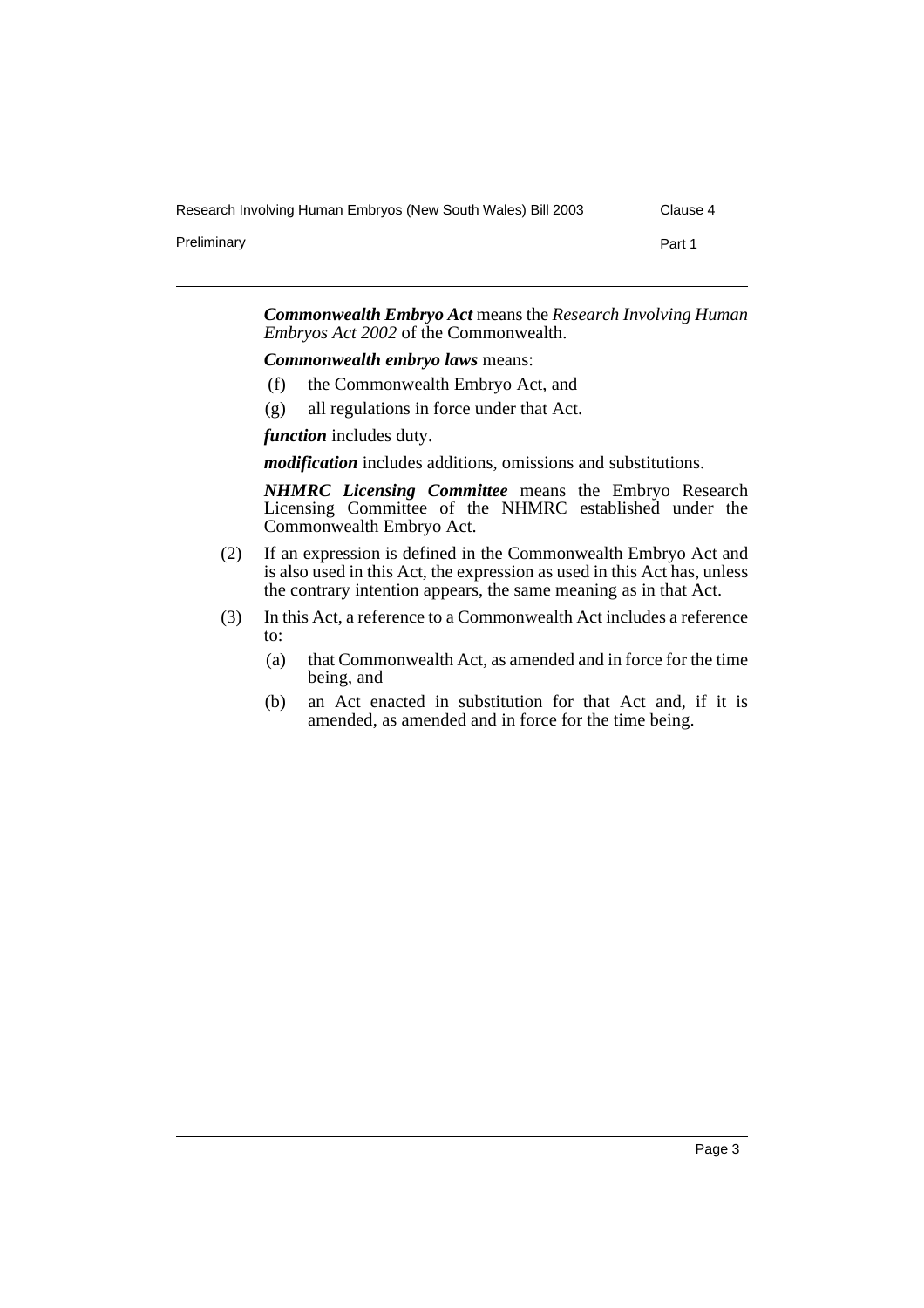***Commonwealth Embryo Act*** means the *Research Involving Human Embryos Act 2002* of the Commonwealth.

***Commonwealth embryo laws*** means:

(f) the Commonwealth Embryo Act, and

(g) all regulations in force under that Act.

***function*** includes duty.

***modification*** includes additions, omissions and substitutions.

***NHMRC Licensing Committee*** means the Embryo Research Licensing Committee of the NHMRC established under the Commonwealth Embryo Act.

(2) If an expression is defined in the Commonwealth Embryo Act and is also used in this Act, the expression as used in this Act has, unless the contrary intention appears, the same meaning as in that Act.

(3) In this Act, a reference to a Commonwealth Act includes a reference to:

(a) that Commonwealth Act, as amended and in force for the time being, and

(b) an Act enacted in substitution for that Act and, if it is amended, as amended and in force for the time being.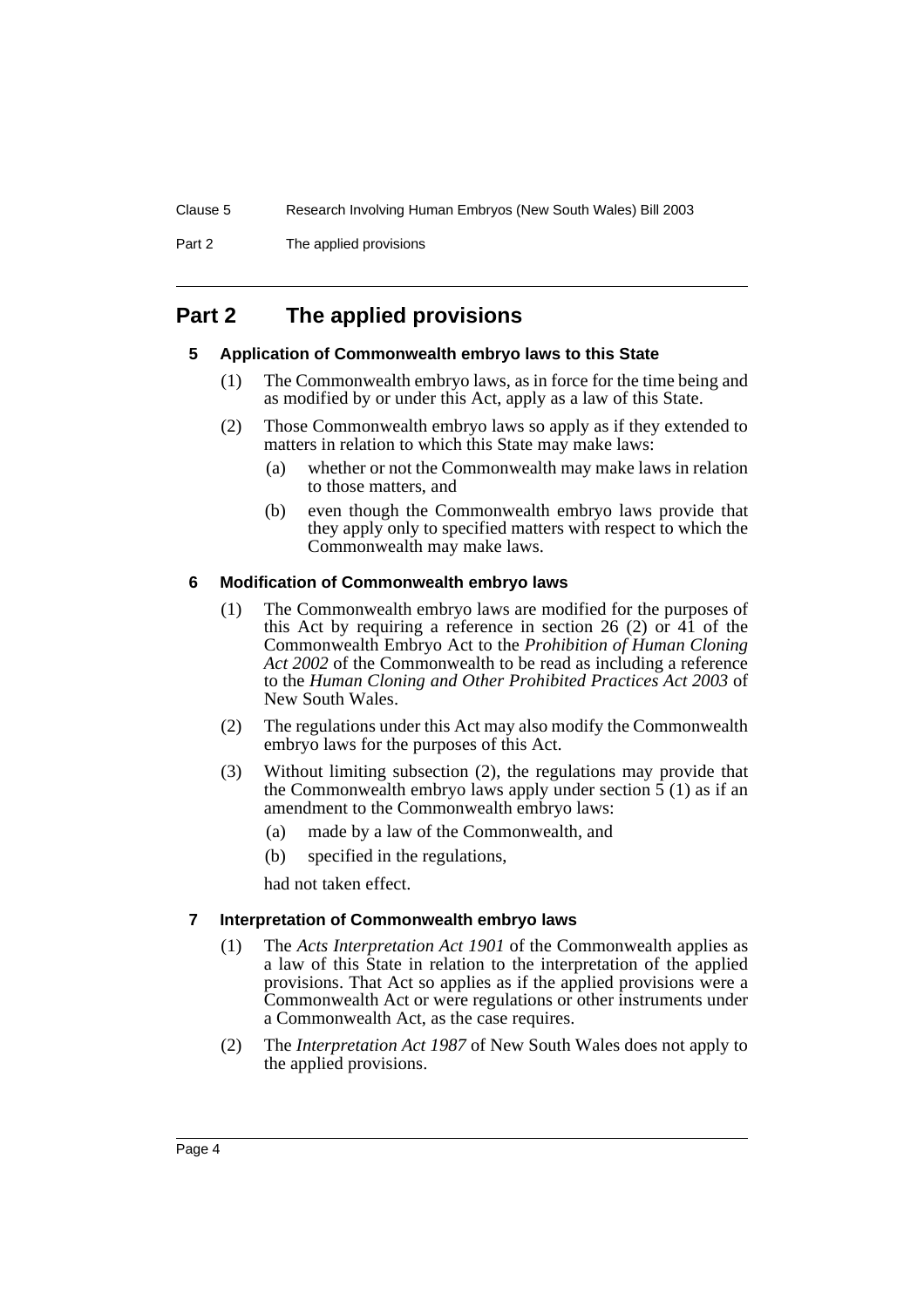# Part 2 The applied provisions

## 5 Application of Commonwealth embryo laws to this State

(1) The Commonwealth embryo laws, as in force for the time being and as modified by or under this Act, apply as a law of this State.

(2) Those Commonwealth embryo laws so apply as if they extended to matters in relation to which this State may make laws:

- (a) whether or not the Commonwealth may make laws in relation to those matters, and
- (b) even though the Commonwealth embryo laws provide that they apply only to specified matters with respect to which the Commonwealth may make laws.

## 6 Modification of Commonwealth embryo laws

(1) The Commonwealth embryo laws are modified for the purposes of this Act by requiring a reference in section 26 (2) or 41 of the Commonwealth Embryo Act to the *Prohibition of Human Cloning Act 2002* of the Commonwealth to be read as including a reference to the *Human Cloning and Other Prohibited Practices Act 2003* of New South Wales.

(2) The regulations under this Act may also modify the Commonwealth embryo laws for the purposes of this Act.

(3) Without limiting subsection (2), the regulations may provide that the Commonwealth embryo laws apply under section 5 (1) as if an amendment to the Commonwealth embryo laws:

- (a) made by a law of the Commonwealth, and
- (b) specified in the regulations,

had not taken effect.

## 7 Interpretation of Commonwealth embryo laws

(1) The *Acts Interpretation Act 1901* of the Commonwealth applies as a law of this State in relation to the interpretation of the applied provisions. That Act so applies as if the applied provisions were a Commonwealth Act or were regulations or other instruments under a Commonwealth Act, as the case requires.

(2) The *Interpretation Act 1987* of New South Wales does not apply to the applied provisions.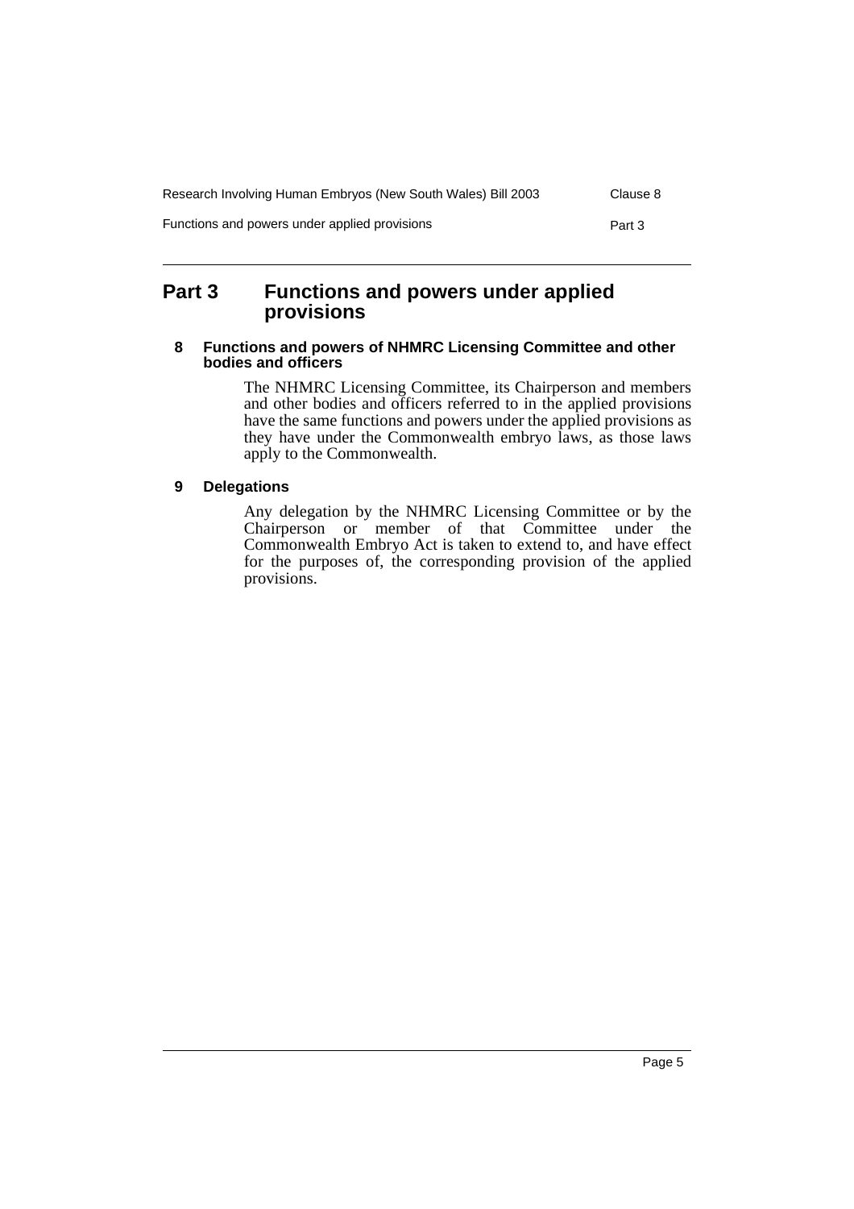## Part 3 Functions and powers under applied provisions

### 8 Functions and powers of NHMRC Licensing Committee and other bodies and officers

The NHMRC Licensing Committee, its Chairperson and members and other bodies and officers referred to in the applied provisions have the same functions and powers under the applied provisions as they have under the Commonwealth embryo laws, as those laws apply to the Commonwealth.

### 9 Delegations

Any delegation by the NHMRC Licensing Committee or by the Chairperson or member of that Committee under the Commonwealth Embryo Act is taken to extend to, and have effect for the purposes of, the corresponding provision of the applied provisions.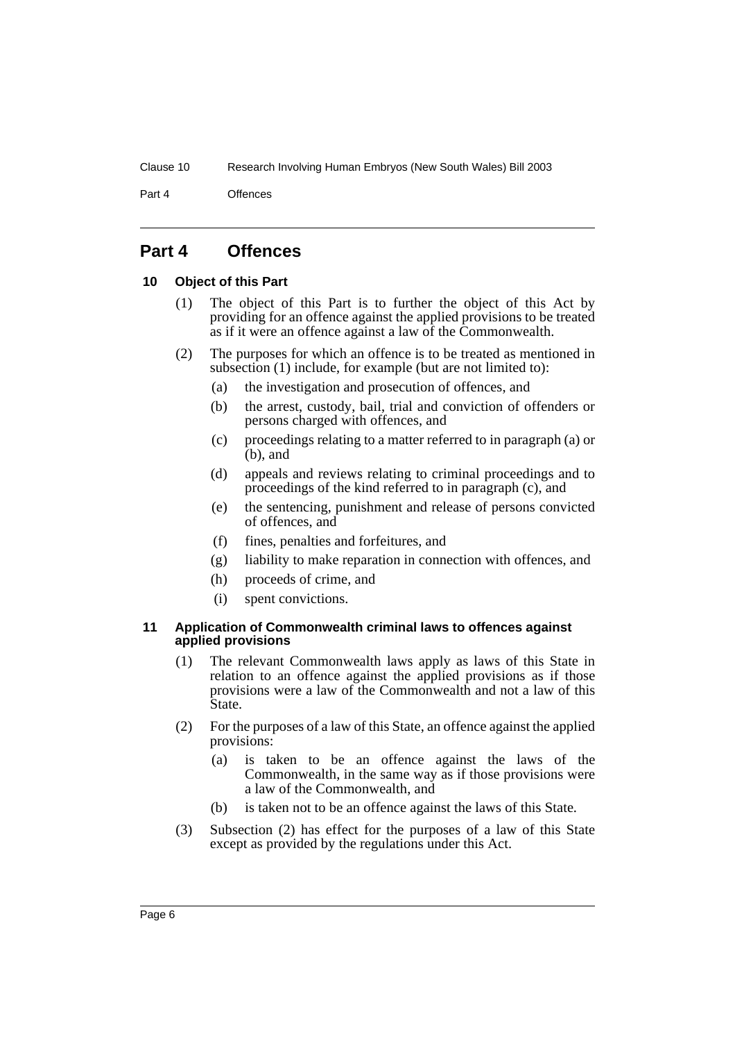# Part 4 Offences

### 10 Object of this Part

(1) The object of this Part is to further the object of this Act by providing for an offence against the applied provisions to be treated as if it were an offence against a law of the Commonwealth.

(2) The purposes for which an offence is to be treated as mentioned in subsection (1) include, for example (but are not limited to):

- (a) the investigation and prosecution of offences, and
- (b) the arrest, custody, bail, trial and conviction of offenders or persons charged with offences, and
- (c) proceedings relating to a matter referred to in paragraph (a) or (b), and
- (d) appeals and reviews relating to criminal proceedings and to proceedings of the kind referred to in paragraph (c), and
- (e) the sentencing, punishment and release of persons convicted of offences, and
- (f) fines, penalties and forfeitures, and
- (g) liability to make reparation in connection with offences, and
- (h) proceeds of crime, and
- (i) spent convictions.

### 11 Application of Commonwealth criminal laws to offences against applied provisions

(1) The relevant Commonwealth laws apply as laws of this State in relation to an offence against the applied provisions as if those provisions were a law of the Commonwealth and not a law of this State.

(2) For the purposes of a law of this State, an offence against the applied provisions:

- (a) is taken to be an offence against the laws of the Commonwealth, in the same way as if those provisions were a law of the Commonwealth, and
- (b) is taken not to be an offence against the laws of this State.

(3) Subsection (2) has effect for the purposes of a law of this State except as provided by the regulations under this Act.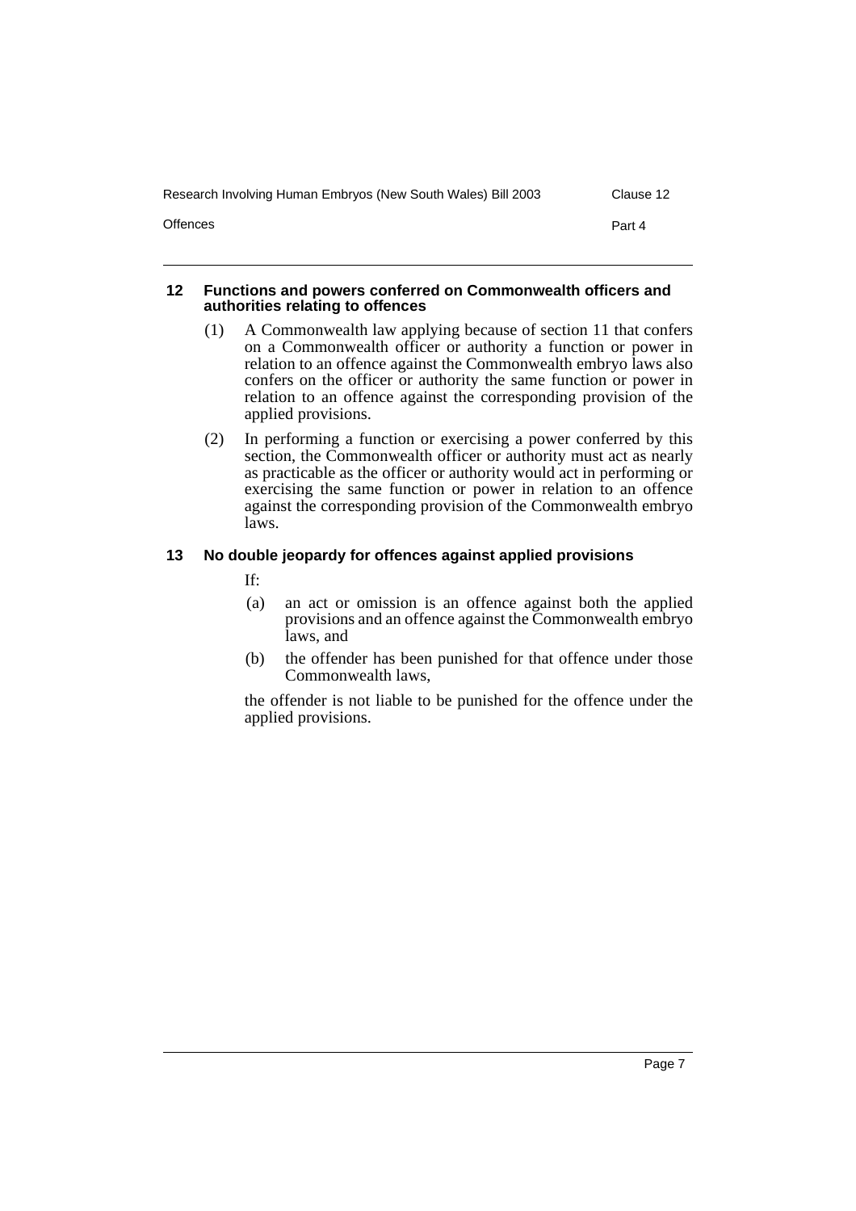### 12 Functions and powers conferred on Commonwealth officers and authorities relating to offences

(1) A Commonwealth law applying because of section 11 that confers on a Commonwealth officer or authority a function or power in relation to an offence against the Commonwealth embryo laws also confers on the officer or authority the same function or power in relation to an offence against the corresponding provision of the applied provisions.

(2) In performing a function or exercising a power conferred by this section, the Commonwealth officer or authority must act as nearly as practicable as the officer or authority would act in performing or exercising the same function or power in relation to an offence against the corresponding provision of the Commonwealth embryo laws.

### 13 No double jeopardy for offences against applied provisions

If:

(a) an act or omission is an offence against both the applied provisions and an offence against the Commonwealth embryo laws, and

(b) the offender has been punished for that offence under those Commonwealth laws,

the offender is not liable to be punished for the offence under the applied provisions.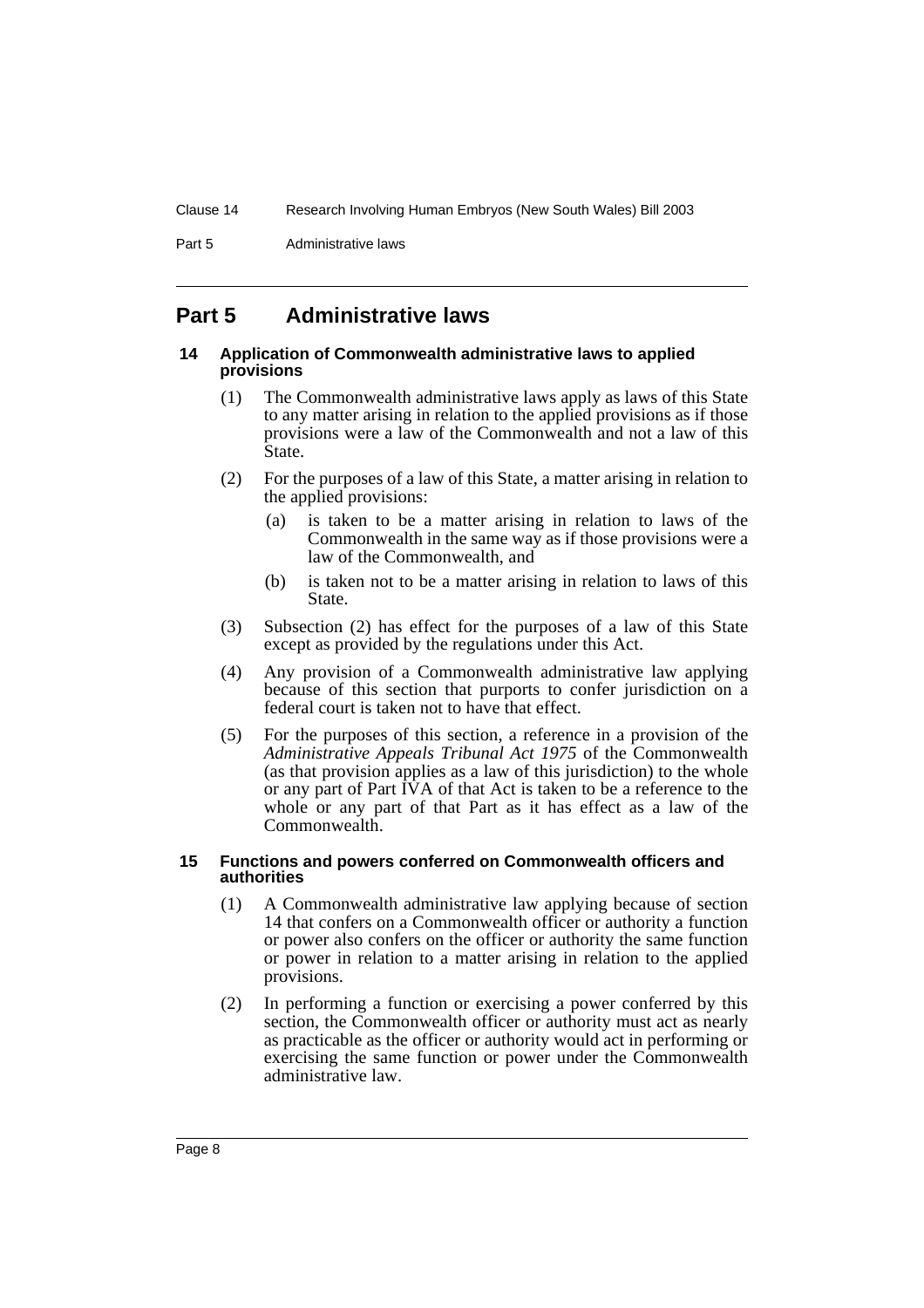## Part 5 Administrative laws

### 14 Application of Commonwealth administrative laws to applied provisions

(1) The Commonwealth administrative laws apply as laws of this State to any matter arising in relation to the applied provisions as if those provisions were a law of the Commonwealth and not a law of this State.

(2) For the purposes of a law of this State, a matter arising in relation to the applied provisions:

(a) is taken to be a matter arising in relation to laws of the Commonwealth in the same way as if those provisions were a law of the Commonwealth, and

(b) is taken not to be a matter arising in relation to laws of this State.

(3) Subsection (2) has effect for the purposes of a law of this State except as provided by the regulations under this Act.

(4) Any provision of a Commonwealth administrative law applying because of this section that purports to confer jurisdiction on a federal court is taken not to have that effect.

(5) For the purposes of this section, a reference in a provision of the *Administrative Appeals Tribunal Act 1975* of the Commonwealth (as that provision applies as a law of this jurisdiction) to the whole or any part of Part IVA of that Act is taken to be a reference to the whole or any part of that Part as it has effect as a law of the Commonwealth.

### 15 Functions and powers conferred on Commonwealth officers and authorities

(1) A Commonwealth administrative law applying because of section 14 that confers on a Commonwealth officer or authority a function or power also confers on the officer or authority the same function or power in relation to a matter arising in relation to the applied provisions.

(2) In performing a function or exercising a power conferred by this section, the Commonwealth officer or authority must act as nearly as practicable as the officer or authority would act in performing or exercising the same function or power under the Commonwealth administrative law.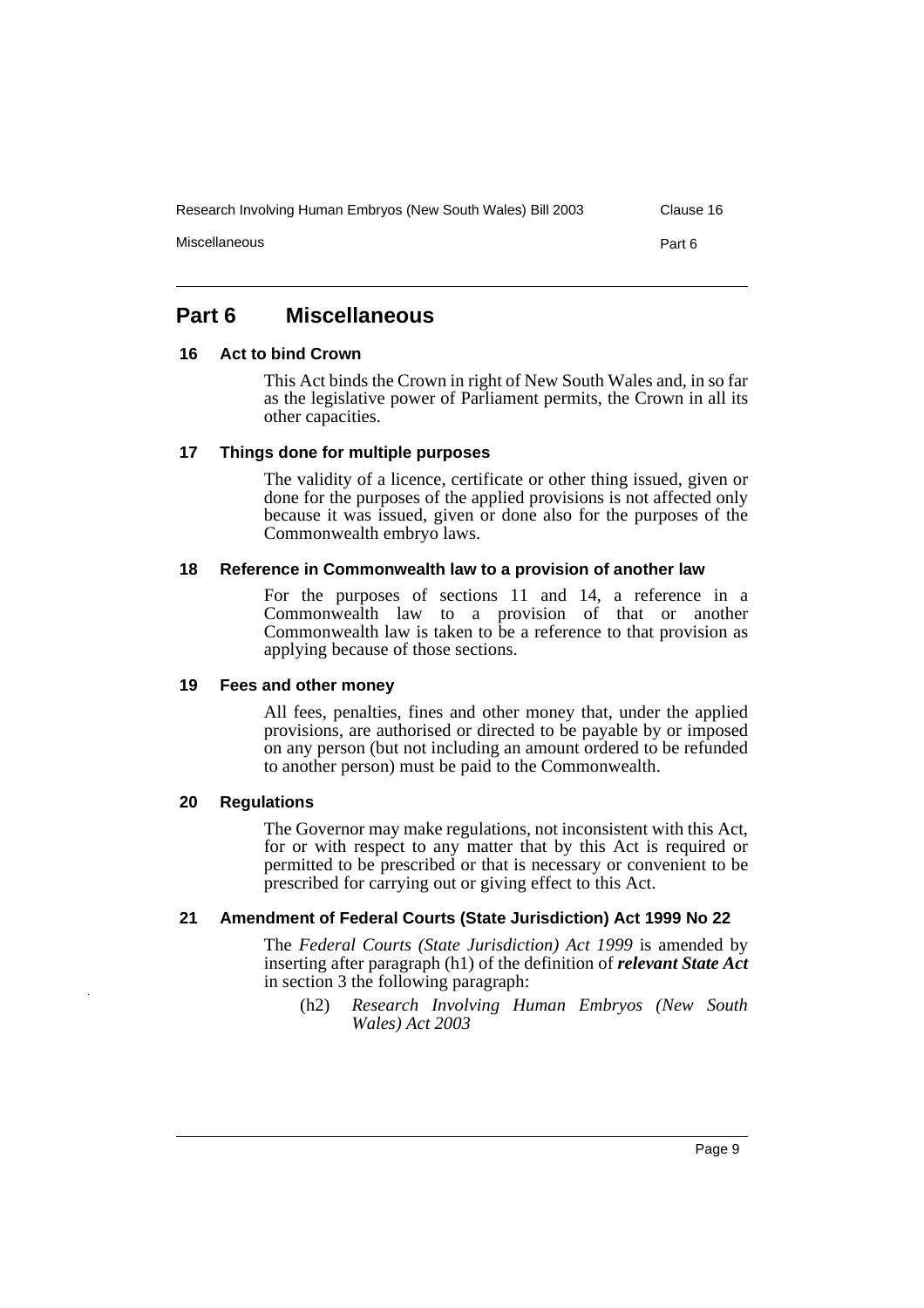## Part 6 Miscellaneous

### 16 Act to bind Crown

This Act binds the Crown in right of New South Wales and, in so far as the legislative power of Parliament permits, the Crown in all its other capacities.

### 17 Things done for multiple purposes

The validity of a licence, certificate or other thing issued, given or done for the purposes of the applied provisions is not affected only because it was issued, given or done also for the purposes of the Commonwealth embryo laws.

### 18 Reference in Commonwealth law to a provision of another law

For the purposes of sections 11 and 14, a reference in a Commonwealth law to a provision of that or another Commonwealth law is taken to be a reference to that provision as applying because of those sections.

### 19 Fees and other money

All fees, penalties, fines and other money that, under the applied provisions, are authorised or directed to be payable by or imposed on any person (but not including an amount ordered to be refunded to another person) must be paid to the Commonwealth.

### 20 Regulations

The Governor may make regulations, not inconsistent with this Act, for or with respect to any matter that by this Act is required or permitted to be prescribed or that is necessary or convenient to be prescribed for carrying out or giving effect to this Act.

### 21 Amendment of Federal Courts (State Jurisdiction) Act 1999 No 22

The *Federal Courts (State Jurisdiction) Act 1999* is amended by inserting after paragraph (h1) of the definition of ***relevant State Act*** in section 3 the following paragraph:

(h2) *Research Involving Human Embryos (New South Wales) Act 2003*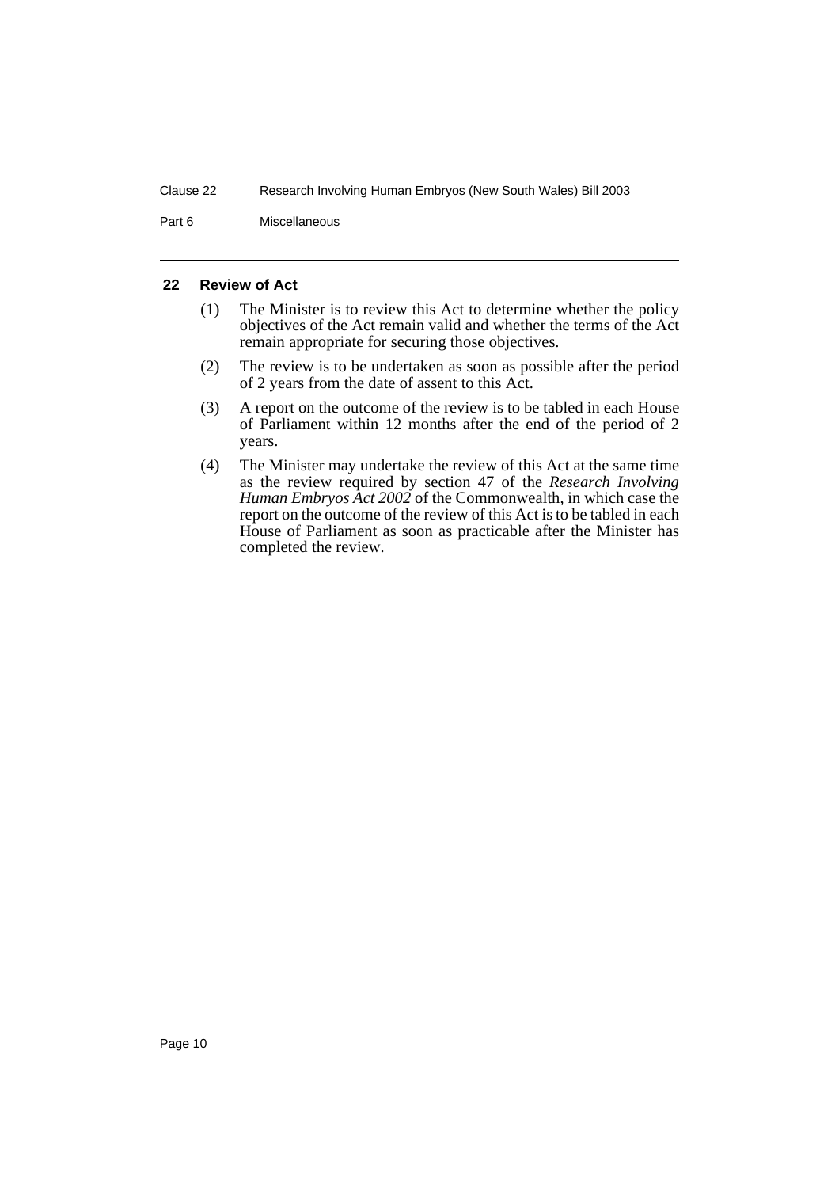### 22 Review of Act

(1) The Minister is to review this Act to determine whether the policy objectives of the Act remain valid and whether the terms of the Act remain appropriate for securing those objectives.

(2) The review is to be undertaken as soon as possible after the period of 2 years from the date of assent to this Act.

(3) A report on the outcome of the review is to be tabled in each House of Parliament within 12 months after the end of the period of 2 years.

(4) The Minister may undertake the review of this Act at the same time as the review required by section 47 of the *Research Involving Human Embryos Act 2002* of the Commonwealth, in which case the report on the outcome of the review of this Act is to be tabled in each House of Parliament as soon as practicable after the Minister has completed the review.